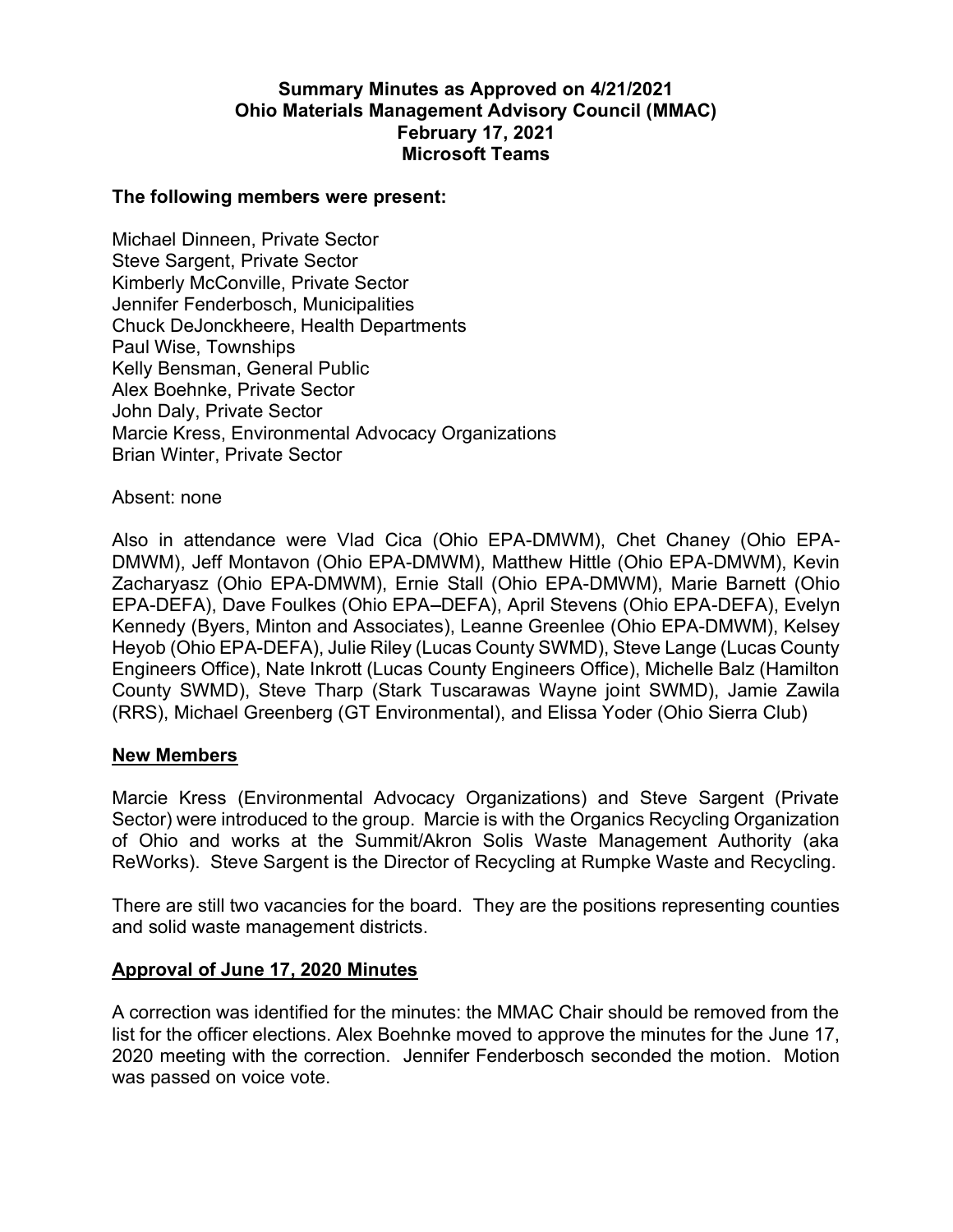# Summary Minutes as Approved on 4/21/2021
# Ohio Materials Management Advisory Council (MMAC)
# February 17, 2021
# Microsoft Teams

**The following members were present:**

Michael Dinneen, Private Sector
Steve Sargent, Private Sector
Kimberly McConville, Private Sector
Jennifer Fenderbosch, Municipalities
Chuck DeJonckheere, Health Departments
Paul Wise, Townships
Kelly Bensman, General Public
Alex Boehnke, Private Sector
John Daly, Private Sector
Marcie Kress, Environmental Advocacy Organizations
Brian Winter, Private Sector

Absent: none

Also in attendance were Vlad Cica (Ohio EPA-DMWM), Chet Chaney (Ohio EPA-DMWM), Jeff Montavon (Ohio EPA-DMWM), Matthew Hittle (Ohio EPA-DMWM), Kevin Zacharyasz (Ohio EPA-DMWM), Ernie Stall (Ohio EPA-DMWM), Marie Barnett (Ohio EPA-DEFA), Dave Foulkes (Ohio EPA–DEFA), April Stevens (Ohio EPA-DEFA), Evelyn Kennedy (Byers, Minton and Associates), Leanne Greenlee (Ohio EPA-DMWM), Kelsey Heyob (Ohio EPA-DEFA), Julie Riley (Lucas County SWMD), Steve Lange (Lucas County Engineers Office), Nate Inkrott (Lucas County Engineers Office), Michelle Balz (Hamilton County SWMD), Steve Tharp (Stark Tuscarawas Wayne joint SWMD), Jamie Zawila (RRS), Michael Greenberg (GT Environmental), and Elissa Yoder (Ohio Sierra Club)

## New Members

Marcie Kress (Environmental Advocacy Organizations) and Steve Sargent (Private Sector) were introduced to the group. Marcie is with the Organics Recycling Organization of Ohio and works at the Summit/Akron Solis Waste Management Authority (aka ReWorks). Steve Sargent is the Director of Recycling at Rumpke Waste and Recycling.

There are still two vacancies for the board. They are the positions representing counties and solid waste management districts.

## Approval of June 17, 2020 Minutes

A correction was identified for the minutes: the MMAC Chair should be removed from the list for the officer elections. Alex Boehnke moved to approve the minutes for the June 17, 2020 meeting with the correction. Jennifer Fenderbosch seconded the motion. Motion was passed on voice vote.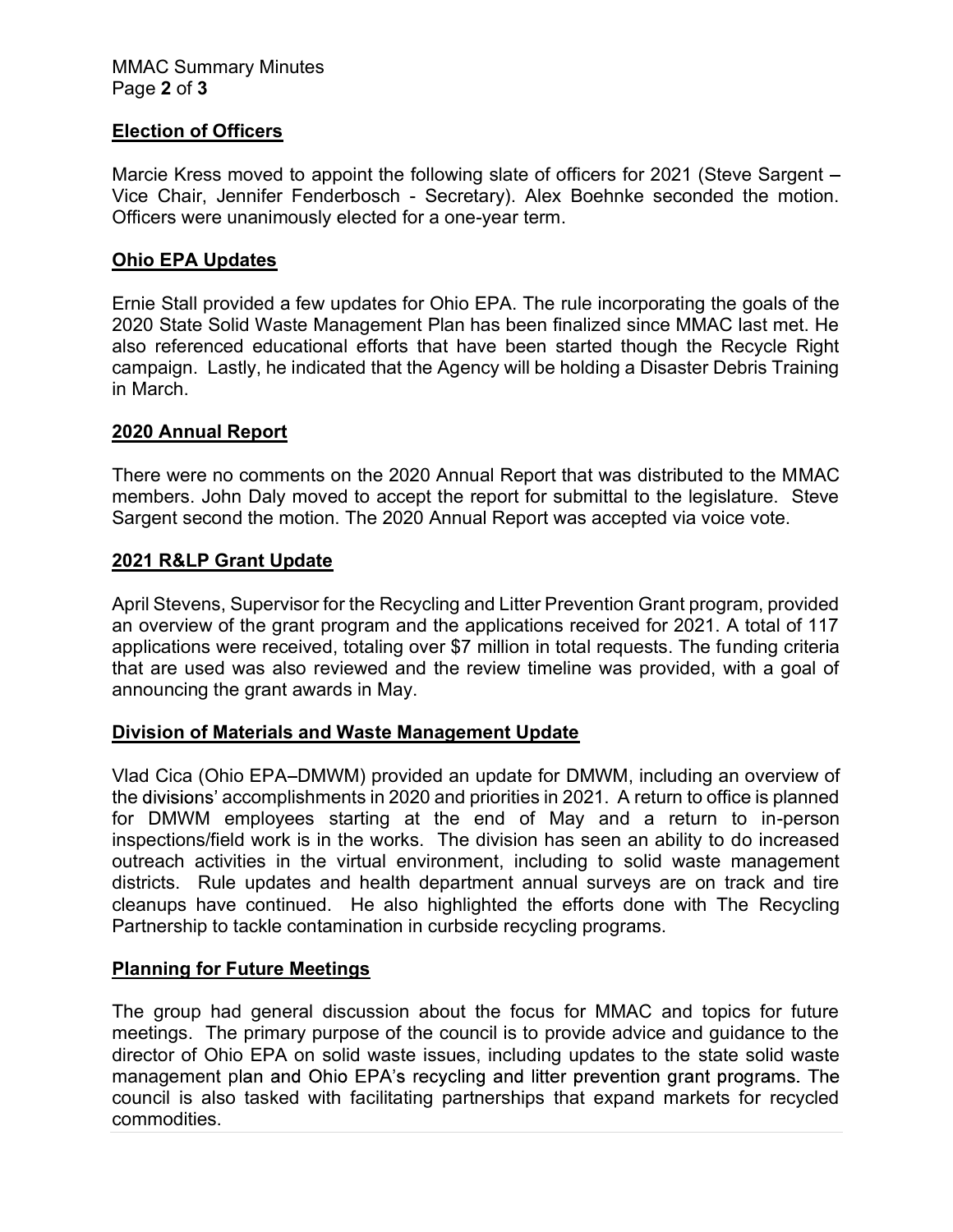## Election of Officers

Marcie Kress moved to appoint the following slate of officers for 2021 (Steve Sargent – Vice Chair, Jennifer Fenderbosch - Secretary). Alex Boehnke seconded the motion. Officers were unanimously elected for a one-year term.

## Ohio EPA Updates

Ernie Stall provided a few updates for Ohio EPA. The rule incorporating the goals of the 2020 State Solid Waste Management Plan has been finalized since MMAC last met. He also referenced educational efforts that have been started though the Recycle Right campaign. Lastly, he indicated that the Agency will be holding a Disaster Debris Training in March.

## 2020 Annual Report

There were no comments on the 2020 Annual Report that was distributed to the MMAC members. John Daly moved to accept the report for submittal to the legislature. Steve Sargent second the motion. The 2020 Annual Report was accepted via voice vote.

## 2021 R&LP Grant Update

April Stevens, Supervisor for the Recycling and Litter Prevention Grant program, provided an overview of the grant program and the applications received for 2021. A total of 117 applications were received, totaling over $7 million in total requests. The funding criteria that are used was also reviewed and the review timeline was provided, with a goal of announcing the grant awards in May.

## Division of Materials and Waste Management Update

Vlad Cica (Ohio EPA–DMWM) provided an update for DMWM, including an overview of the divisions' accomplishments in 2020 and priorities in 2021. A return to office is planned for DMWM employees starting at the end of May and a return to in-person inspections/field work is in the works. The division has seen an ability to do increased outreach activities in the virtual environment, including to solid waste management districts. Rule updates and health department annual surveys are on track and tire cleanups have continued. He also highlighted the efforts done with The Recycling Partnership to tackle contamination in curbside recycling programs.

## Planning for Future Meetings

The group had general discussion about the focus for MMAC and topics for future meetings. The primary purpose of the council is to provide advice and guidance to the director of Ohio EPA on solid waste issues, including updates to the state solid waste management plan and Ohio EPA's recycling and litter prevention grant programs. The council is also tasked with facilitating partnerships that expand markets for recycled commodities.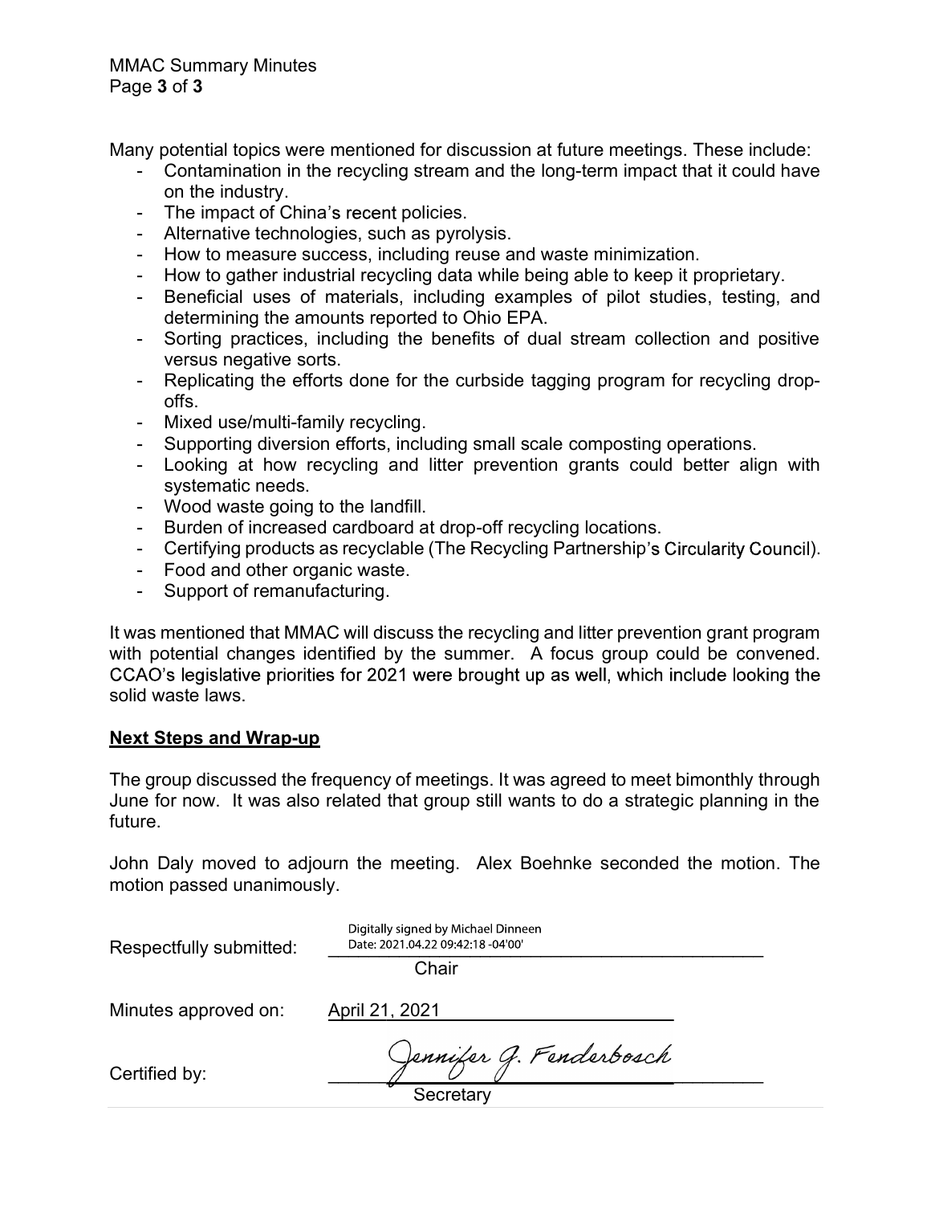Many potential topics were mentioned for discussion at future meetings. These include:

- Contamination in the recycling stream and the long-term impact that it could have on the industry.
- The impact of China's recent policies.
- Alternative technologies, such as pyrolysis.
- How to measure success, including reuse and waste minimization.
- How to gather industrial recycling data while being able to keep it proprietary.
- Beneficial uses of materials, including examples of pilot studies, testing, and determining the amounts reported to Ohio EPA.
- Sorting practices, including the benefits of dual stream collection and positive versus negative sorts.
- Replicating the efforts done for the curbside tagging program for recycling drop-offs.
- Mixed use/multi-family recycling.
- Supporting diversion efforts, including small scale composting operations.
- Looking at how recycling and litter prevention grants could better align with systematic needs.
- Wood waste going to the landfill.
- Burden of increased cardboard at drop-off recycling locations.
- Certifying products as recyclable (The Recycling Partnership's Circularity Council).
- Food and other organic waste.
- Support of remanufacturing.

It was mentioned that MMAC will discuss the recycling and litter prevention grant program with potential changes identified by the summer. A focus group could be convened. CCAO's legislative priorities for 2021 were brought up as well, which include looking the solid waste laws.

## Next Steps and Wrap-up

The group discussed the frequency of meetings. It was agreed to meet bimonthly through June for now. It was also related that group still wants to do a strategic planning in the future.

John Daly moved to adjourn the meeting. Alex Boehnke seconded the motion. The motion passed unanimously.

Respectfully submitted: Digitally signed by Michael Dinneen  
Date: 2021.04.22 09:42:18 -04'00'  
Chair

Minutes approved on: April 21, 2021

Certified by: Jennifer J. Fenderbosch  
Secretary